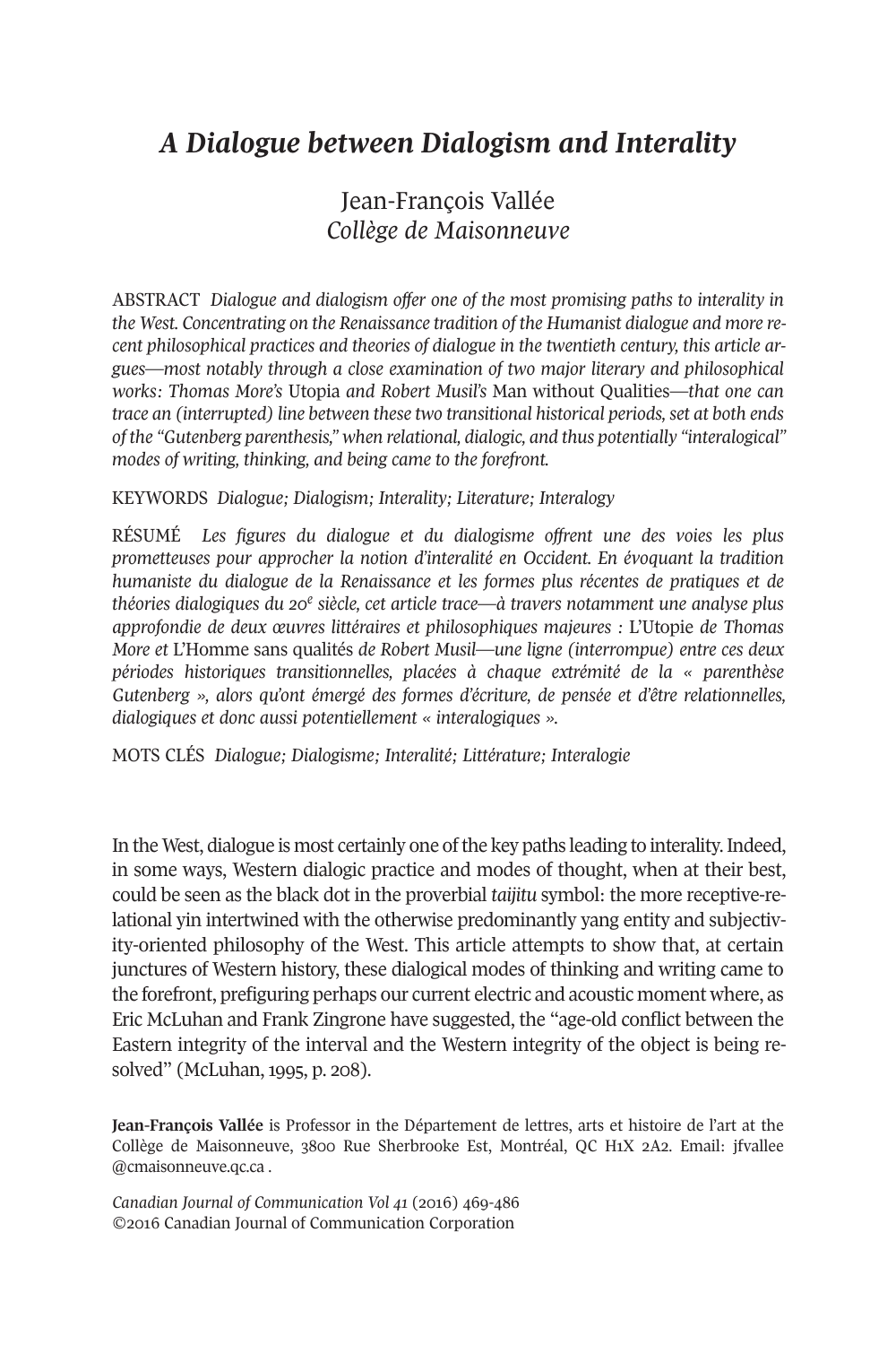# *A Dialogue between Dialogism and Interality*

Jean-François Vallée
*Collège de Maisonneuve*

ABSTRACT *Dialogue and dialogism offer one of the most promising paths to interality in the West. Concentrating on the Renaissance tradition of the Humanist dialogue and more recent philosophical practices and theories of dialogue in the twentieth century, this article argues—most notably through a close examination of two major literary and philosophical works: Thomas More's* Utopia *and Robert Musil's* Man without Qualities*—that one can trace an (interrupted) line between these two transitional historical periods, set at both ends of the "Gutenberg parenthesis," when relational, dialogic, and thus potentially "interalogical" modes of writing, thinking, and being came to the forefront.*

KEYWORDS *Dialogue; Dialogism; Interality; Literature; Interalogy*

RÉSUMÉ *Les figures du dialogue et du dialogisme offrent une des voies les plus prometteuses pour approcher la notion d'interalité en Occident. En évoquant la tradition humaniste du dialogue de la Renaissance et les formes plus récentes de pratiques et de théories dialogiques du 20ᵉ siècle, cet article trace—à travers notamment une analyse plus approfondie de deux œuvres littéraires et philosophiques majeures :* L'Utopie *de Thomas More et* L'Homme sans qualités *de Robert Musil—une ligne (interrompue) entre ces deux périodes historiques transitionnelles, placées à chaque extrémité de la « parenthèse Gutenberg », alors qu'ont émergé des formes d'écriture, de pensée et d'être relationnelles, dialogiques et donc aussi potentiellement « interalogiques ».*

MOTS CLÉS *Dialogue; Dialogisme; Interalité; Littérature; Interalogie*

In the West, dialogue is most certainly one of the key paths leading to interality. Indeed, in some ways, Western dialogic practice and modes of thought, when at their best, could be seen as the black dot in the proverbial *taijitu* symbol: the more receptive-relational yin intertwined with the otherwise predominantly yang entity and subjectivity-oriented philosophy of the West. This article attempts to show that, at certain junctures of Western history, these dialogical modes of thinking and writing came to the forefront, prefiguring perhaps our current electric and acoustic moment where, as Eric McLuhan and Frank Zingrone have suggested, the "age-old conflict between the Eastern integrity of the interval and the Western integrity of the object is being resolved" (McLuhan, 1995, p. 208).

**Jean-François Vallée** is Professor in the Département de lettres, arts et histoire de l'art at the Collège de Maisonneuve, 3800 Rue Sherbrooke Est, Montréal, QC H1X 2A2. Email: jfvallee @cmaisonneuve.qc.ca .

*Canadian Journal of Communication Vol 41* (2016) 469-486
©2016 Canadian Journal of Communication Corporation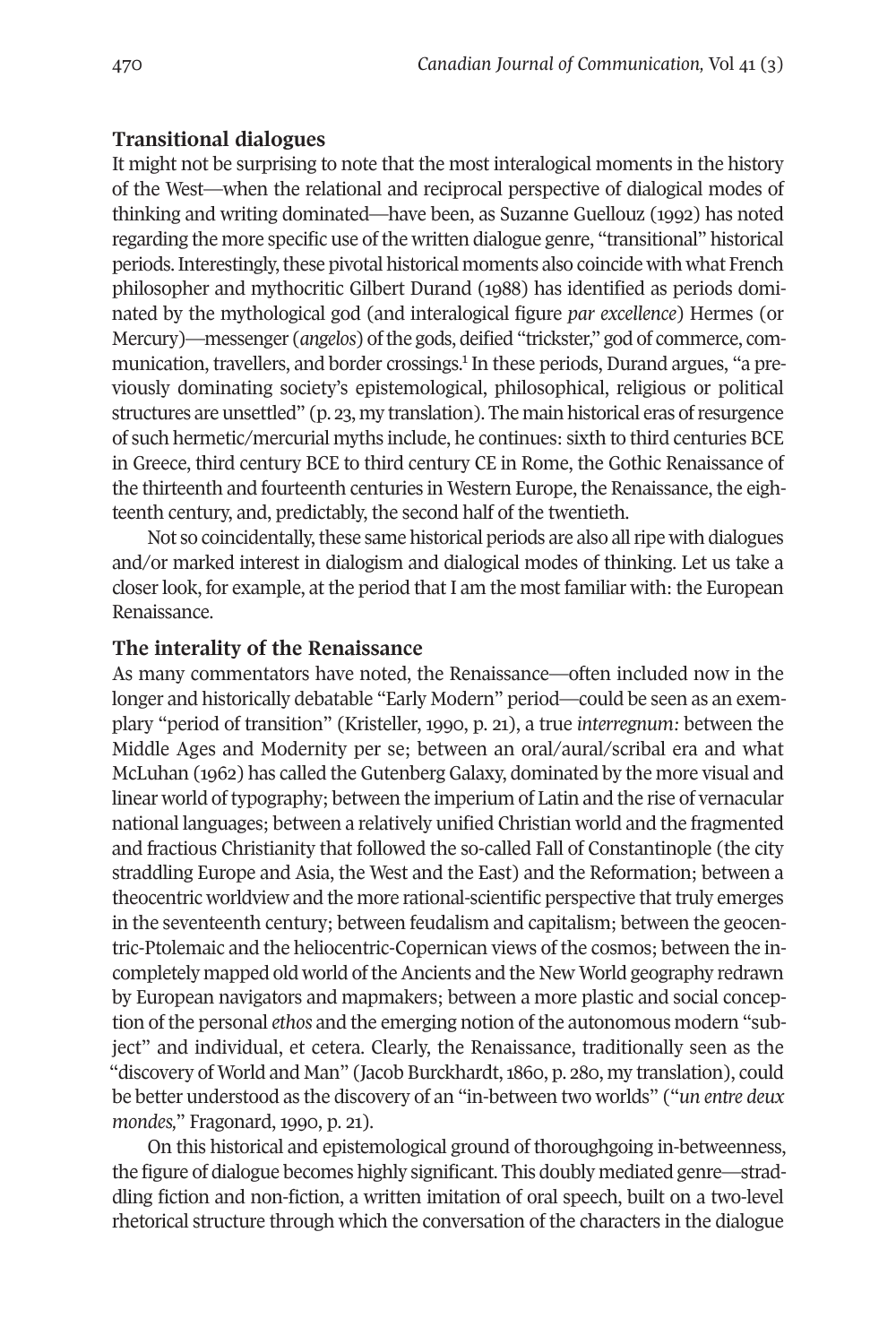## Transitional dialogues

It might not be surprising to note that the most interalogical moments in the history of the West—when the relational and reciprocal perspective of dialogical modes of thinking and writing dominated—have been, as Suzanne Guellouz (1992) has noted regarding the more specific use of the written dialogue genre, "transitional" historical periods. Interestingly, these pivotal historical moments also coincide with what French philosopher and mythocritic Gilbert Durand (1988) has identified as periods dominated by the mythological god (and interalogical figure *par excellence*) Hermes (or Mercury)—messenger (*angelos*) of the gods, deified "trickster," god of commerce, communication, travellers, and border crossings.[1] In these periods, Durand argues, "a previously dominating society's epistemological, philosophical, religious or political structures are unsettled" (p. 23, my translation). The main historical eras of resurgence of such hermetic/mercurial myths include, he continues: sixth to third centuries BCE in Greece, third century BCE to third century CE in Rome, the Gothic Renaissance of the thirteenth and fourteenth centuries in Western Europe, the Renaissance, the eighteenth century, and, predictably, the second half of the twentieth.

Not so coincidentally, these same historical periods are also all ripe with dialogues and/or marked interest in dialogism and dialogical modes of thinking. Let us take a closer look, for example, at the period that I am the most familiar with: the European Renaissance.

## The interality of the Renaissance

As many commentators have noted, the Renaissance—often included now in the longer and historically debatable "Early Modern" period—could be seen as an exemplary "period of transition" (Kristeller, 1990, p. 21), a true *interregnum:* between the Middle Ages and Modernity per se; between an oral/aural/scribal era and what McLuhan (1962) has called the Gutenberg Galaxy, dominated by the more visual and linear world of typography; between the imperium of Latin and the rise of vernacular national languages; between a relatively unified Christian world and the fragmented and fractious Christianity that followed the so-called Fall of Constantinople (the city straddling Europe and Asia, the West and the East) and the Reformation; between a theocentric worldview and the more rational-scientific perspective that truly emerges in the seventeenth century; between feudalism and capitalism; between the geocentric-Ptolemaic and the heliocentric-Copernican views of the cosmos; between the incompletely mapped old world of the Ancients and the New World geography redrawn by European navigators and mapmakers; between a more plastic and social conception of the personal *ethos* and the emerging notion of the autonomous modern "subject" and individual, et cetera. Clearly, the Renaissance, traditionally seen as the "discovery of World and Man" (Jacob Burckhardt, 1860, p. 280, my translation), could be better understood as the discovery of an "in-between two worlds" ("*un entre deux mondes,*" Fragonard, 1990, p. 21).

On this historical and epistemological ground of thoroughgoing in-betweenness, the figure of dialogue becomes highly significant. This doubly mediated genre—straddling fiction and non-fiction, a written imitation of oral speech, built on a two-level rhetorical structure through which the conversation of the characters in the dialogue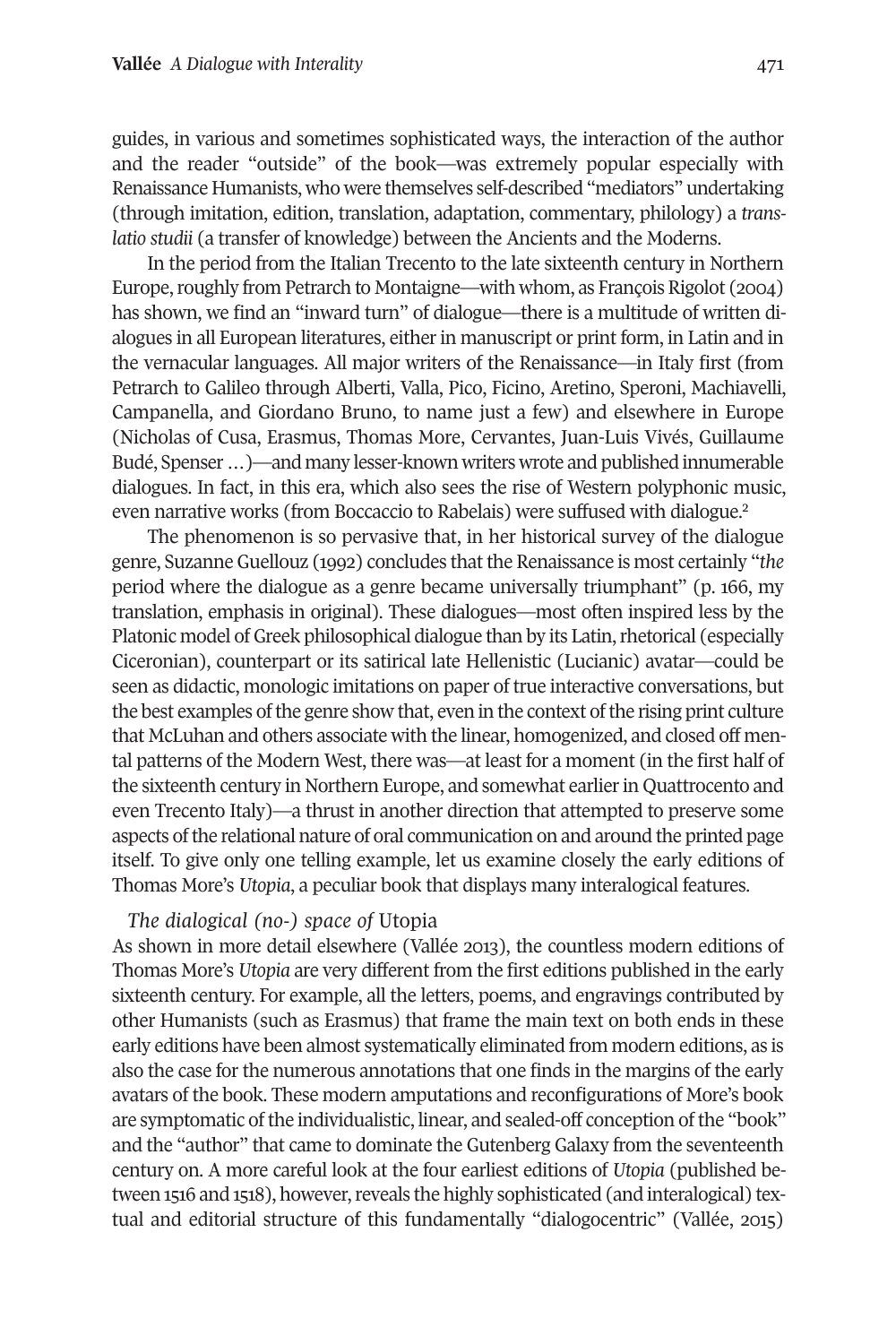guides, in various and sometimes sophisticated ways, the interaction of the author and the reader "outside" of the book—was extremely popular especially with Renaissance Humanists, who were themselves self-described "mediators" undertaking (through imitation, edition, translation, adaptation, commentary, philology) a *translatio studii* (a transfer of knowledge) between the Ancients and the Moderns.

In the period from the Italian Trecento to the late sixteenth century in Northern Europe, roughly from Petrarch to Montaigne—with whom, as François Rigolot (2004) has shown, we find an "inward turn" of dialogue—there is a multitude of written dialogues in all European literatures, either in manuscript or print form, in Latin and in the vernacular languages. All major writers of the Renaissance—in Italy first (from Petrarch to Galileo through Alberti, Valla, Pico, Ficino, Aretino, Speroni, Machiavelli, Campanella, and Giordano Bruno, to name just a few) and elsewhere in Europe (Nicholas of Cusa, Erasmus, Thomas More, Cervantes, Juan-Luis Vivés, Guillaume Budé, Spenser …)—and many lesser-known writers wrote and published innumerable dialogues. In fact, in this era, which also sees the rise of Western polyphonic music, even narrative works (from Boccaccio to Rabelais) were suffused with dialogue.[2]

The phenomenon is so pervasive that, in her historical survey of the dialogue genre, Suzanne Guellouz (1992) concludes that the Renaissance is most certainly "*the* period where the dialogue as a genre became universally triumphant" (p. 166, my translation, emphasis in original). These dialogues—most often inspired less by the Platonic model of Greek philosophical dialogue than by its Latin, rhetorical (especially Ciceronian), counterpart or its satirical late Hellenistic (Lucianic) avatar—could be seen as didactic, monologic imitations on paper of true interactive conversations, but the best examples of the genre show that, even in the context of the rising print culture that McLuhan and others associate with the linear, homogenized, and closed off mental patterns of the Modern West, there was—at least for a moment (in the first half of the sixteenth century in Northern Europe, and somewhat earlier in Quattrocento and even Trecento Italy)—a thrust in another direction that attempted to preserve some aspects of the relational nature of oral communication on and around the printed page itself. To give only one telling example, let us examine closely the early editions of Thomas More's *Utopia*, a peculiar book that displays many interalogical features.

### *The dialogical (no-) space of* Utopia

As shown in more detail elsewhere (Vallée 2013), the countless modern editions of Thomas More's *Utopia* are very different from the first editions published in the early sixteenth century. For example, all the letters, poems, and engravings contributed by other Humanists (such as Erasmus) that frame the main text on both ends in these early editions have been almost systematically eliminated from modern editions, as is also the case for the numerous annotations that one finds in the margins of the early avatars of the book. These modern amputations and reconfigurations of More's book are symptomatic of the individualistic, linear, and sealed-off conception of the "book" and the "author" that came to dominate the Gutenberg Galaxy from the seventeenth century on. A more careful look at the four earliest editions of *Utopia* (published between 1516 and 1518), however, reveals the highly sophisticated (and interalogical) textual and editorial structure of this fundamentally "dialogocentric" (Vallée, 2015)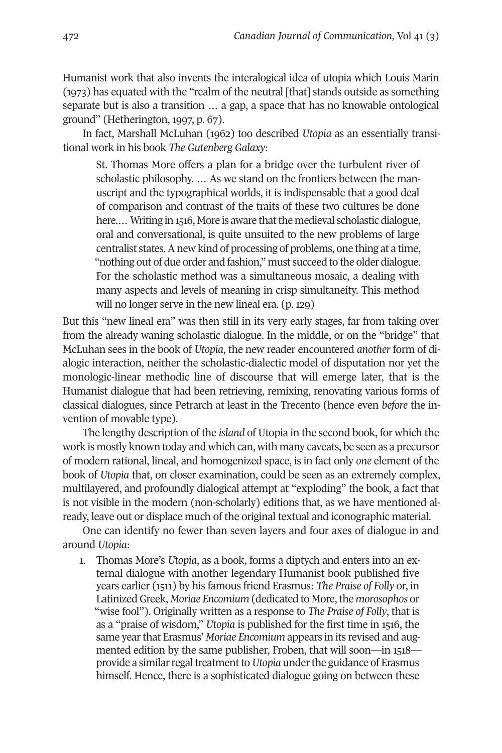Humanist work that also invents the interalogical idea of utopia which Louis Marin (1973) has equated with the "realm of the neutral [that] stands outside as something separate but is also a transition … a gap, a space that has no knowable ontological ground" (Hetherington, 1997, p. 67).

In fact, Marshall McLuhan (1962) too described *Utopia* as an essentially transitional work in his book *The Gutenberg Galaxy*:

> St. Thomas More offers a plan for a bridge over the turbulent river of scholastic philosophy. … As we stand on the frontiers between the manuscript and the typographical worlds, it is indispensable that a good deal of comparison and contrast of the traits of these two cultures be done here.… Writing in 1516, More is aware that the medieval scholastic dialogue, oral and conversational, is quite unsuited to the new problems of large centralist states. A new kind of processing of problems, one thing at a time, "nothing out of due order and fashion," must succeed to the older dialogue. For the scholastic method was a simultaneous mosaic, a dealing with many aspects and levels of meaning in crisp simultaneity. This method will no longer serve in the new lineal era. (p. 129)

But this "new lineal era" was then still in its very early stages, far from taking over from the already waning scholastic dialogue. In the middle, or on the "bridge" that McLuhan sees in the book of *Utopia*, the new reader encountered *another* form of dialogic interaction, neither the scholastic-dialectic model of disputation nor yet the monologic-linear methodic line of discourse that will emerge later, that is the Humanist dialogue that had been retrieving, remixing, renovating various forms of classical dialogues, since Petrarch at least in the Trecento (hence even *before* the invention of movable type).

The lengthy description of the *island* of Utopia in the second book, for which the work is mostly known today and which can, with many caveats, be seen as a precursor of modern rational, lineal, and homogenized space, is in fact only *one* element of the book of *Utopia* that, on closer examination, could be seen as an extremely complex, multilayered, and profoundly dialogical attempt at "exploding" the book, a fact that is not visible in the modern (non-scholarly) editions that, as we have mentioned already, leave out or displace much of the original textual and iconographic material.

One can identify no fewer than seven layers and four axes of dialogue in and around *Utopia*:

1. Thomas More's *Utopia*, as a book, forms a diptych and enters into an external dialogue with another legendary Humanist book published five years earlier (1511) by his famous friend Erasmus: *The Praise of Folly* or, in Latinized Greek, *Moriae Encomium* (dedicated to More, the *morosophos* or "wise fool"). Originally written as a response to *The Praise of Folly*, that is as a "praise of wisdom," *Utopia* is published for the first time in 1516, the same year that Erasmus' *Moriae Encomium* appears in its revised and augmented edition by the same publisher, Froben, that will soon—in 1518—provide a similar regal treatment to *Utopia* under the guidance of Erasmus himself. Hence, there is a sophisticated dialogue going on between these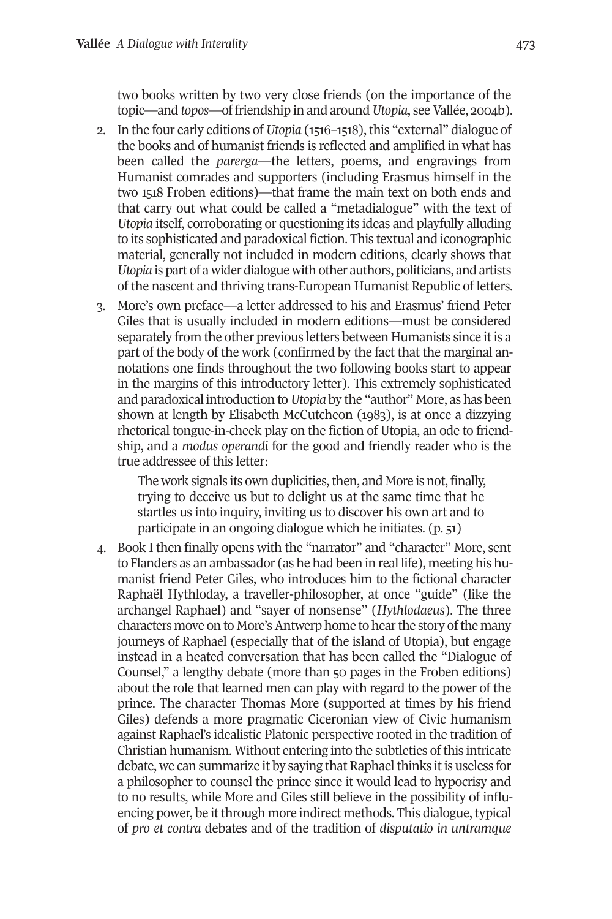two books written by two very close friends (on the importance of the topic—and *topos*—of friendship in and around *Utopia*, see Vallée, 2004b).

2. In the four early editions of *Utopia* (1516–1518), this "external" dialogue of the books and of humanist friends is reflected and amplified in what has been called the *parerga*—the letters, poems, and engravings from Humanist comrades and supporters (including Erasmus himself in the two 1518 Froben editions)—that frame the main text on both ends and that carry out what could be called a "metadialogue" with the text of *Utopia* itself, corroborating or questioning its ideas and playfully alluding to its sophisticated and paradoxical fiction. This textual and iconographic material, generally not included in modern editions, clearly shows that *Utopia* is part of a wider dialogue with other authors, politicians, and artists of the nascent and thriving trans-European Humanist Republic of letters.

3. More's own preface—a letter addressed to his and Erasmus' friend Peter Giles that is usually included in modern editions—must be considered separately from the other previous letters between Humanists since it is a part of the body of the work (confirmed by the fact that the marginal annotations one finds throughout the two following books start to appear in the margins of this introductory letter). This extremely sophisticated and paradoxical introduction to *Utopia* by the "author" More, as has been shown at length by Elisabeth McCutcheon (1983), is at once a dizzying rhetorical tongue-in-cheek play on the fiction of Utopia, an ode to friendship, and a *modus operandi* for the good and friendly reader who is the true addressee of this letter:

   > The work signals its own duplicities, then, and More is not, finally, trying to deceive us but to delight us at the same time that he startles us into inquiry, inviting us to discover his own art and to participate in an ongoing dialogue which he initiates. (p. 51)

4. Book I then finally opens with the "narrator" and "character" More, sent to Flanders as an ambassador (as he had been in real life), meeting his humanist friend Peter Giles, who introduces him to the fictional character Raphaël Hythloday, a traveller-philosopher, at once "guide" (like the archangel Raphael) and "sayer of nonsense" (*Hythlodaeus*). The three characters move on to More's Antwerp home to hear the story of the many journeys of Raphael (especially that of the island of Utopia), but engage instead in a heated conversation that has been called the "Dialogue of Counsel," a lengthy debate (more than 50 pages in the Froben editions) about the role that learned men can play with regard to the power of the prince. The character Thomas More (supported at times by his friend Giles) defends a more pragmatic Ciceronian view of Civic humanism against Raphael's idealistic Platonic perspective rooted in the tradition of Christian humanism. Without entering into the subtleties of this intricate debate, we can summarize it by saying that Raphael thinks it is useless for a philosopher to counsel the prince since it would lead to hypocrisy and to no results, while More and Giles still believe in the possibility of influencing power, be it through more indirect methods. This dialogue, typical of *pro et contra* debates and of the tradition of *disputatio in untramque*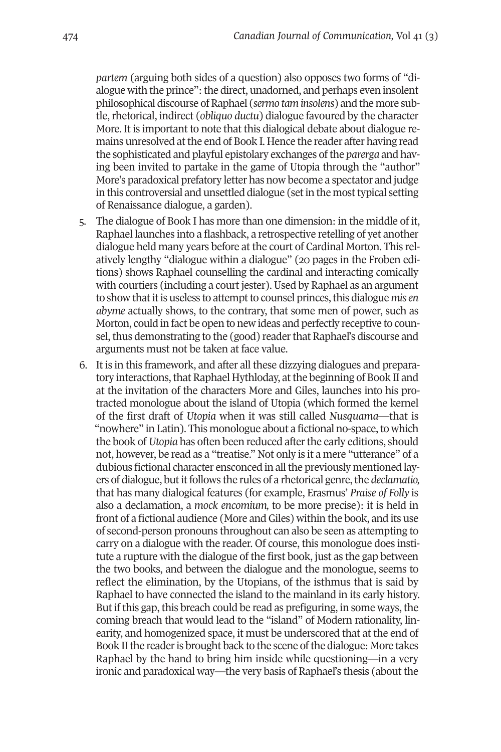*partem* (arguing both sides of a question) also opposes two forms of "dialogue with the prince": the direct, unadorned, and perhaps even insolent philosophical discourse of Raphael (*sermo tam insolens*) and the more subtle, rhetorical, indirect (*obliquo ductu*) dialogue favoured by the character More. It is important to note that this dialogical debate about dialogue remains unresolved at the end of Book I. Hence the reader after having read the sophisticated and playful epistolary exchanges of the *parerga* and having been invited to partake in the game of Utopia through the "author" More's paradoxical prefatory letter has now become a spectator and judge in this controversial and unsettled dialogue (set in the most typical setting of Renaissance dialogue, a garden).

5. The dialogue of Book I has more than one dimension: in the middle of it, Raphael launches into a flashback, a retrospective retelling of yet another dialogue held many years before at the court of Cardinal Morton. This relatively lengthy "dialogue within a dialogue" (20 pages in the Froben editions) shows Raphael counselling the cardinal and interacting comically with courtiers (including a court jester). Used by Raphael as an argument to show that it is useless to attempt to counsel princes, this dialogue *mis en abyme* actually shows, to the contrary, that some men of power, such as Morton, could in fact be open to new ideas and perfectly receptive to counsel, thus demonstrating to the (good) reader that Raphael's discourse and arguments must not be taken at face value.
6. It is in this framework, and after all these dizzying dialogues and preparatory interactions, that Raphael Hythloday, at the beginning of Book II and at the invitation of the characters More and Giles, launches into his protracted monologue about the island of Utopia (which formed the kernel of the first draft of *Utopia* when it was still called *Nusquama*—that is "nowhere" in Latin). This monologue about a fictional no-space, to which the book of *Utopia* has often been reduced after the early editions, should not, however, be read as a "treatise." Not only is it a mere "utterance" of a dubious fictional character ensconced in all the previously mentioned layers of dialogue, but it follows the rules of a rhetorical genre, the *declamatio,* that has many dialogical features (for example, Erasmus' *Praise of Folly* is also a declamation, a *mock encomium,* to be more precise): it is held in front of a fictional audience (More and Giles) within the book, and its use of second-person pronouns throughout can also be seen as attempting to carry on a dialogue with the reader. Of course, this monologue does institute a rupture with the dialogue of the first book, just as the gap between the two books, and between the dialogue and the monologue, seems to reflect the elimination, by the Utopians, of the isthmus that is said by Raphael to have connected the island to the mainland in its early history. But if this gap, this breach could be read as prefiguring, in some ways, the coming breach that would lead to the "island" of Modern rationality, linearity, and homogenized space, it must be underscored that at the end of Book II the reader is brought back to the scene of the dialogue: More takes Raphael by the hand to bring him inside while questioning—in a very ironic and paradoxical way—the very basis of Raphael's thesis (about the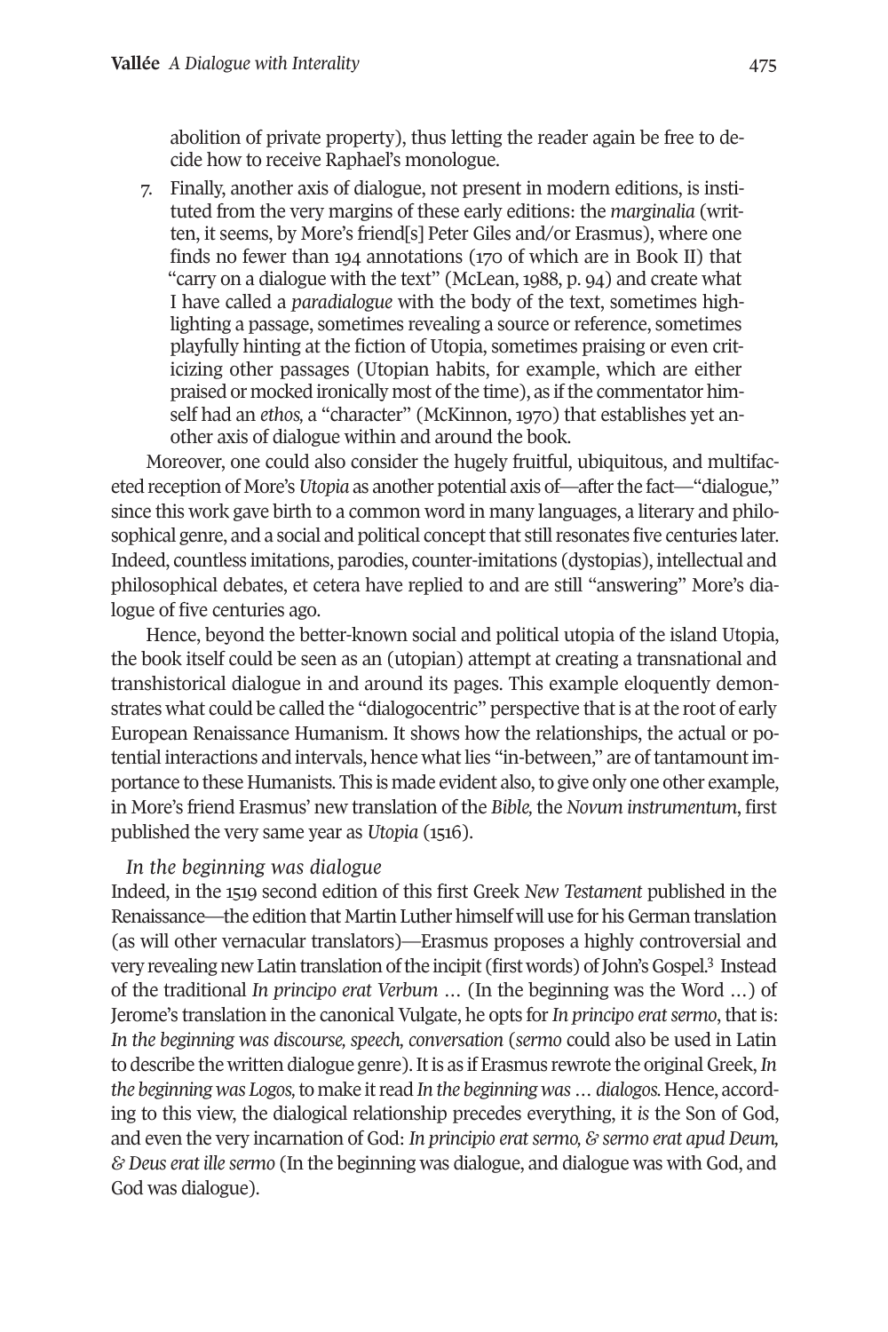abolition of private property), thus letting the reader again be free to decide how to receive Raphael's monologue.

7. Finally, another axis of dialogue, not present in modern editions, is instituted from the very margins of these early editions: the *marginalia* (written, it seems, by More's friend[s] Peter Giles and/or Erasmus), where one finds no fewer than 194 annotations (170 of which are in Book II) that "carry on a dialogue with the text" (McLean, 1988, p. 94) and create what I have called a *paradialogue* with the body of the text, sometimes highlighting a passage, sometimes revealing a source or reference, sometimes playfully hinting at the fiction of Utopia, sometimes praising or even criticizing other passages (Utopian habits, for example, which are either praised or mocked ironically most of the time), as if the commentator himself had an *ethos,* a "character" (McKinnon, 1970) that establishes yet another axis of dialogue within and around the book.

Moreover, one could also consider the hugely fruitful, ubiquitous, and multifaceted reception of More's *Utopia* as another potential axis of—after the fact—"dialogue," since this work gave birth to a common word in many languages, a literary and philosophical genre, and a social and political concept that still resonates five centuries later. Indeed, countless imitations, parodies, counter-imitations (dystopias), intellectual and philosophical debates, et cetera have replied to and are still "answering" More's dialogue of five centuries ago.

Hence, beyond the better-known social and political utopia of the island Utopia, the book itself could be seen as an (utopian) attempt at creating a transnational and transhistorical dialogue in and around its pages. This example eloquently demonstrates what could be called the "dialogocentric" perspective that is at the root of early European Renaissance Humanism. It shows how the relationships, the actual or potential interactions and intervals, hence what lies "in-between," are of tantamount importance to these Humanists. This is made evident also, to give only one other example, in More's friend Erasmus' new translation of the *Bible,* the *Novum instrumentum*, first published the very same year as *Utopia* (1516).

*In the beginning was dialogue*

Indeed, in the 1519 second edition of this first Greek *New Testament* published in the Renaissance—the edition that Martin Luther himself will use for his German translation (as will other vernacular translators)—Erasmus proposes a highly controversial and very revealing new Latin translation of the incipit (first words) of John's Gospel.[3] Instead of the traditional *In principo erat Verbum* … (In the beginning was the Word …) of Jerome's translation in the canonical Vulgate, he opts for *In principo erat sermo*, that is: *In the beginning was discourse, speech, conversation* (*sermo* could also be used in Latin to describe the written dialogue genre). It is as if Erasmus rewrote the original Greek, *In the beginning was Logos,* to make it read *In the beginning was … dialogos.* Hence, according to this view, the dialogical relationship precedes everything, it *is* the Son of God, and even the very incarnation of God: *In principio erat sermo, & sermo erat apud Deum, & Deus erat ille sermo* (In the beginning was dialogue, and dialogue was with God, and God was dialogue).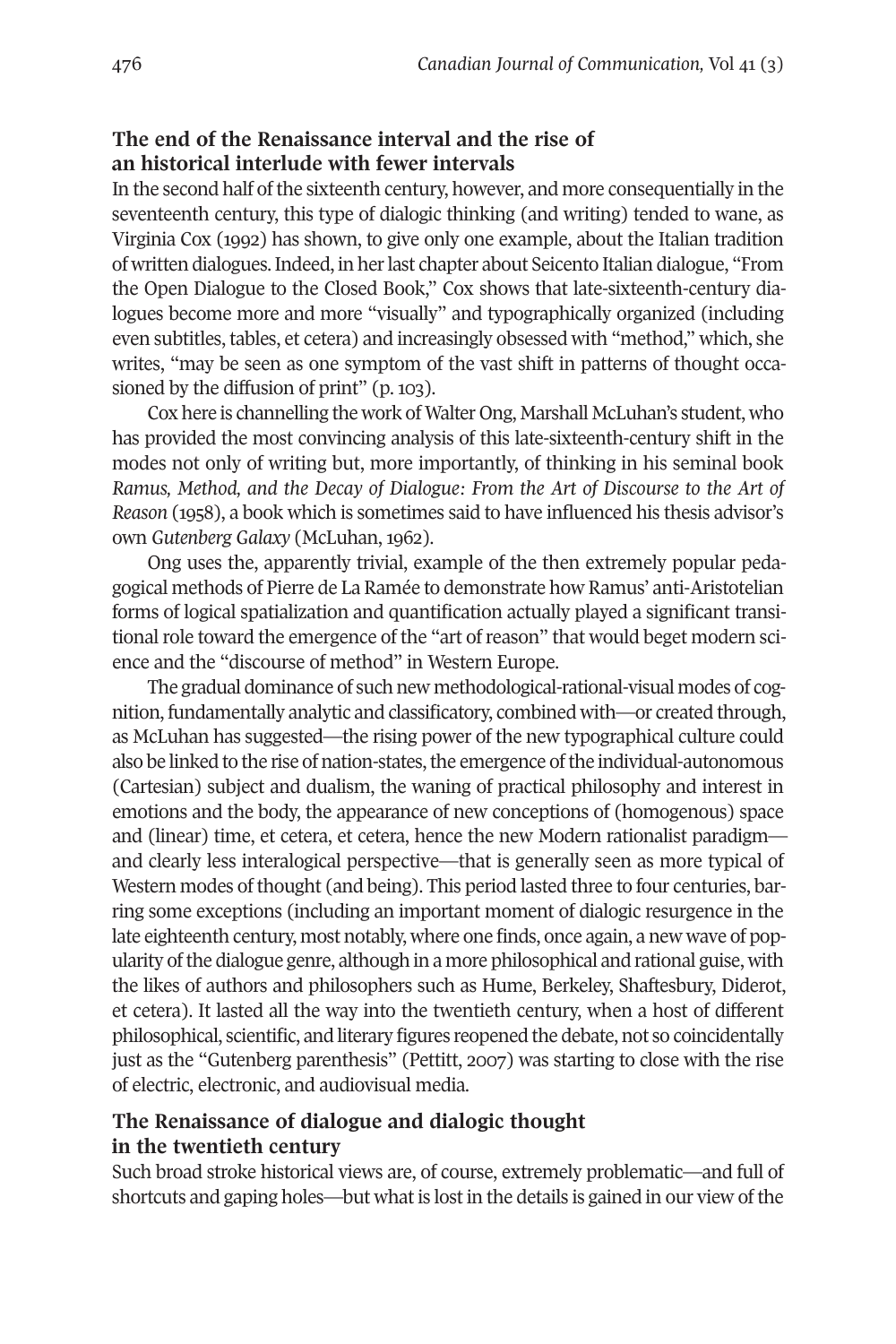## The end of the Renaissance interval and the rise of an historical interlude with fewer intervals

In the second half of the sixteenth century, however, and more consequentially in the seventeenth century, this type of dialogic thinking (and writing) tended to wane, as Virginia Cox (1992) has shown, to give only one example, about the Italian tradition of written dialogues. Indeed, in her last chapter about Seicento Italian dialogue, "From the Open Dialogue to the Closed Book," Cox shows that late-sixteenth-century dialogues become more and more "visually" and typographically organized (including even subtitles, tables, et cetera) and increasingly obsessed with "method," which, she writes, "may be seen as one symptom of the vast shift in patterns of thought occasioned by the diffusion of print" (p. 103).

Cox here is channelling the work of Walter Ong, Marshall McLuhan's student, who has provided the most convincing analysis of this late-sixteenth-century shift in the modes not only of writing but, more importantly, of thinking in his seminal book *Ramus, Method, and the Decay of Dialogue: From the Art of Discourse to the Art of Reason* (1958), a book which is sometimes said to have influenced his thesis advisor's own *Gutenberg Galaxy* (McLuhan, 1962).

Ong uses the, apparently trivial, example of the then extremely popular pedagogical methods of Pierre de La Ramée to demonstrate how Ramus' anti-Aristotelian forms of logical spatialization and quantification actually played a significant transitional role toward the emergence of the "art of reason" that would beget modern science and the "discourse of method" in Western Europe.

The gradual dominance of such new methodological-rational-visual modes of cognition, fundamentally analytic and classificatory, combined with—or created through, as McLuhan has suggested—the rising power of the new typographical culture could also be linked to the rise of nation-states, the emergence of the individual-autonomous (Cartesian) subject and dualism, the waning of practical philosophy and interest in emotions and the body, the appearance of new conceptions of (homogenous) space and (linear) time, et cetera, et cetera, hence the new Modern rationalist paradigm—and clearly less interalogical perspective—that is generally seen as more typical of Western modes of thought (and being). This period lasted three to four centuries, barring some exceptions (including an important moment of dialogic resurgence in the late eighteenth century, most notably, where one finds, once again, a new wave of popularity of the dialogue genre, although in a more philosophical and rational guise, with the likes of authors and philosophers such as Hume, Berkeley, Shaftesbury, Diderot, et cetera). It lasted all the way into the twentieth century, when a host of different philosophical, scientific, and literary figures reopened the debate, not so coincidentally just as the "Gutenberg parenthesis" (Pettitt, 2007) was starting to close with the rise of electric, electronic, and audiovisual media.

## The Renaissance of dialogue and dialogic thought in the twentieth century

Such broad stroke historical views are, of course, extremely problematic—and full of shortcuts and gaping holes—but what is lost in the details is gained in our view of the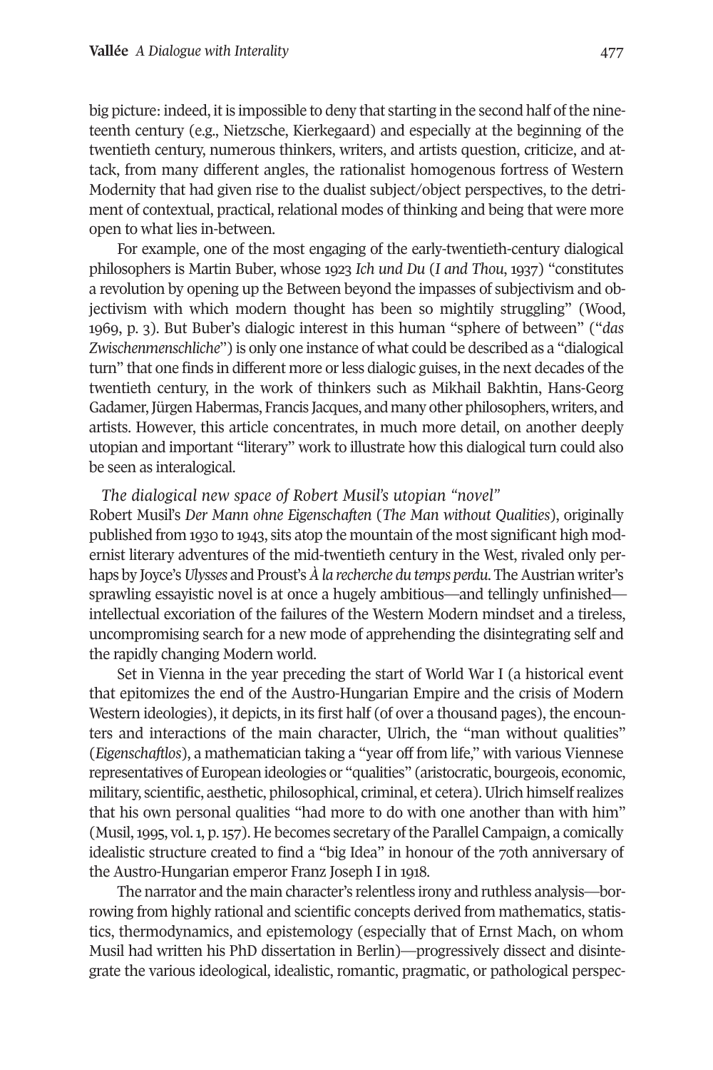big picture: indeed, it is impossible to deny that starting in the second half of the nineteenth century (e.g., Nietzsche, Kierkegaard) and especially at the beginning of the twentieth century, numerous thinkers, writers, and artists question, criticize, and attack, from many different angles, the rationalist homogenous fortress of Western Modernity that had given rise to the dualist subject/object perspectives, to the detriment of contextual, practical, relational modes of thinking and being that were more open to what lies in-between.

For example, one of the most engaging of the early-twentieth-century dialogical philosophers is Martin Buber, whose 1923 *Ich und Du* (*I and Thou*, 1937) "constitutes a revolution by opening up the Between beyond the impasses of subjectivism and objectivism with which modern thought has been so mightily struggling" (Wood, 1969, p. 3). But Buber's dialogic interest in this human "sphere of between" ("*das Zwischenmenschliche*") is only one instance of what could be described as a "dialogical turn" that one finds in different more or less dialogic guises, in the next decades of the twentieth century, in the work of thinkers such as Mikhail Bakhtin, Hans-Georg Gadamer, Jürgen Habermas, Francis Jacques, and many other philosophers, writers, and artists. However, this article concentrates, in much more detail, on another deeply utopian and important "literary" work to illustrate how this dialogical turn could also be seen as interalogical.

### *The dialogical new space of Robert Musil's utopian "novel"*

Robert Musil's *Der Mann ohne Eigenschaften* (*The Man without Qualities*), originally published from 1930 to 1943, sits atop the mountain of the most significant high modernist literary adventures of the mid-twentieth century in the West, rivaled only perhaps by Joyce's *Ulysses* and Proust's *À la recherche du temps perdu*. The Austrian writer's sprawling essayistic novel is at once a hugely ambitious—and tellingly unfinished—intellectual excoriation of the failures of the Western Modern mindset and a tireless, uncompromising search for a new mode of apprehending the disintegrating self and the rapidly changing Modern world.

Set in Vienna in the year preceding the start of World War I (a historical event that epitomizes the end of the Austro-Hungarian Empire and the crisis of Modern Western ideologies), it depicts, in its first half (of over a thousand pages), the encounters and interactions of the main character, Ulrich, the "man without qualities" (*Eigenschaftlos*), a mathematician taking a "year off from life," with various Viennese representatives of European ideologies or "qualities" (aristocratic, bourgeois, economic, military, scientific, aesthetic, philosophical, criminal, et cetera). Ulrich himself realizes that his own personal qualities "had more to do with one another than with him" (Musil, 1995, vol. 1, p. 157). He becomes secretary of the Parallel Campaign, a comically idealistic structure created to find a "big Idea" in honour of the 70th anniversary of the Austro-Hungarian emperor Franz Joseph I in 1918.

The narrator and the main character's relentless irony and ruthless analysis—borrowing from highly rational and scientific concepts derived from mathematics, statistics, thermodynamics, and epistemology (especially that of Ernst Mach, on whom Musil had written his PhD dissertation in Berlin)—progressively dissect and disintegrate the various ideological, idealistic, romantic, pragmatic, or pathological perspec-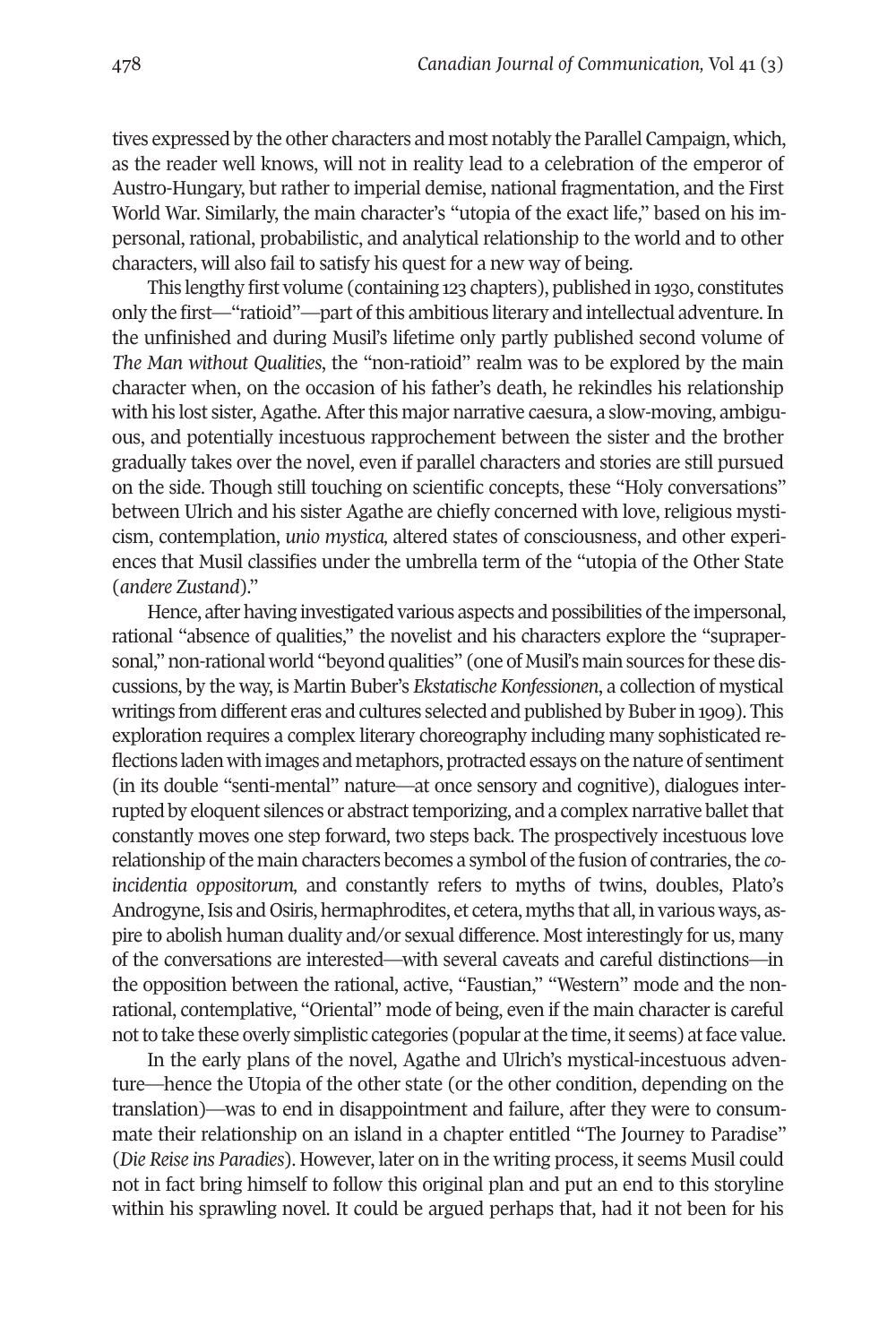tives expressed by the other characters and most notably the Parallel Campaign, which, as the reader well knows, will not in reality lead to a celebration of the emperor of Austro-Hungary, but rather to imperial demise, national fragmentation, and the First World War. Similarly, the main character's "utopia of the exact life," based on his impersonal, rational, probabilistic, and analytical relationship to the world and to other characters, will also fail to satisfy his quest for a new way of being.

This lengthy first volume (containing 123 chapters), published in 1930, constitutes only the first—"ratioid"—part of this ambitious literary and intellectual adventure. In the unfinished and during Musil's lifetime only partly published second volume of *The Man without Qualities*, the "non-ratioid" realm was to be explored by the main character when, on the occasion of his father's death, he rekindles his relationship with his lost sister, Agathe. After this major narrative caesura, a slow-moving, ambiguous, and potentially incestuous rapprochement between the sister and the brother gradually takes over the novel, even if parallel characters and stories are still pursued on the side. Though still touching on scientific concepts, these "Holy conversations" between Ulrich and his sister Agathe are chiefly concerned with love, religious mysticism, contemplation, *unio mystica,* altered states of consciousness, and other experiences that Musil classifies under the umbrella term of the "utopia of the Other State (*andere Zustand*)."

Hence, after having investigated various aspects and possibilities of the impersonal, rational "absence of qualities," the novelist and his characters explore the "suprapersonal," non-rational world "beyond qualities" (one of Musil's main sources for these discussions, by the way, is Martin Buber's *Ekstatische Konfessionen*, a collection of mystical writings from different eras and cultures selected and published by Buber in 1909). This exploration requires a complex literary choreography including many sophisticated reflections laden with images and metaphors, protracted essays on the nature of sentiment (in its double "senti-mental" nature—at once sensory and cognitive), dialogues interrupted by eloquent silences or abstract temporizing, and a complex narrative ballet that constantly moves one step forward, two steps back. The prospectively incestuous love relationship of the main characters becomes a symbol of the fusion of contraries, the *coincidentia oppositorum,* and constantly refers to myths of twins, doubles, Plato's Androgyne, Isis and Osiris, hermaphrodites, et cetera, myths that all, in various ways, aspire to abolish human duality and/or sexual difference. Most interestingly for us, many of the conversations are interested—with several caveats and careful distinctions—in the opposition between the rational, active, "Faustian," "Western" mode and the non-rational, contemplative, "Oriental" mode of being, even if the main character is careful not to take these overly simplistic categories (popular at the time, it seems) at face value.

In the early plans of the novel, Agathe and Ulrich's mystical-incestuous adventure—hence the Utopia of the other state (or the other condition, depending on the translation)—was to end in disappointment and failure, after they were to consummate their relationship on an island in a chapter entitled "The Journey to Paradise" (*Die Reise ins Paradies*). However, later on in the writing process, it seems Musil could not in fact bring himself to follow this original plan and put an end to this storyline within his sprawling novel. It could be argued perhaps that, had it not been for his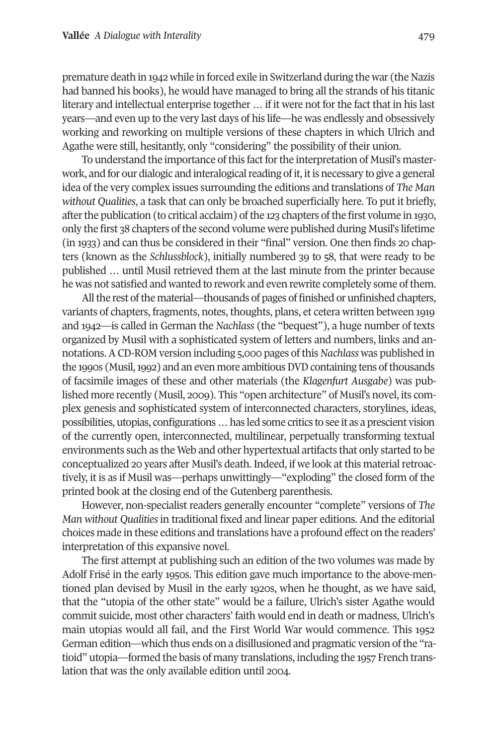premature death in 1942 while in forced exile in Switzerland during the war (the Nazis had banned his books), he would have managed to bring all the strands of his titanic literary and intellectual enterprise together … if it were not for the fact that in his last years—and even up to the very last days of his life—he was endlessly and obsessively working and reworking on multiple versions of these chapters in which Ulrich and Agathe were still, hesitantly, only "considering" the possibility of their union.

To understand the importance of this fact for the interpretation of Musil's masterwork, and for our dialogic and interalogical reading of it, it is necessary to give a general idea of the very complex issues surrounding the editions and translations of *The Man without Qualities*, a task that can only be broached superficially here. To put it briefly, after the publication (to critical acclaim) of the 123 chapters of the first volume in 1930, only the first 38 chapters of the second volume were published during Musil's lifetime (in 1933) and can thus be considered in their "final" version. One then finds 20 chapters (known as the *Schlussblock*), initially numbered 39 to 58, that were ready to be published … until Musil retrieved them at the last minute from the printer because he was not satisfied and wanted to rework and even rewrite completely some of them.

All the rest of the material—thousands of pages of finished or unfinished chapters, variants of chapters, fragments, notes, thoughts, plans, et cetera written between 1919 and 1942—is called in German the *Nachlass* (the "bequest"), a huge number of texts organized by Musil with a sophisticated system of letters and numbers, links and annotations. A CD-ROM version including 5,000 pages of this *Nachlass* was published in the 1990s (Musil, 1992) and an even more ambitious DVD containing tens of thousands of facsimile images of these and other materials (the *Klagenfurt Ausgabe*) was published more recently (Musil, 2009). This "open architecture" of Musil's novel, its complex genesis and sophisticated system of interconnected characters, storylines, ideas, possibilities, utopias, configurations … has led some critics to see it as a prescient vision of the currently open, interconnected, multilinear, perpetually transforming textual environments such as the Web and other hypertextual artifacts that only started to be conceptualized 20 years after Musil's death. Indeed, if we look at this material retroactively, it is as if Musil was—perhaps unwittingly—"exploding" the closed form of the printed book at the closing end of the Gutenberg parenthesis.

However, non-specialist readers generally encounter "complete" versions of *The Man without Qualities* in traditional fixed and linear paper editions. And the editorial choices made in these editions and translations have a profound effect on the readers' interpretation of this expansive novel.

The first attempt at publishing such an edition of the two volumes was made by Adolf Frisé in the early 1950s. This edition gave much importance to the above-mentioned plan devised by Musil in the early 1920s, when he thought, as we have said, that the "utopia of the other state" would be a failure, Ulrich's sister Agathe would commit suicide, most other characters' faith would end in death or madness, Ulrich's main utopias would all fail, and the First World War would commence. This 1952 German edition—which thus ends on a disillusioned and pragmatic version of the "ratioid" utopia—formed the basis of many translations, including the 1957 French translation that was the only available edition until 2004.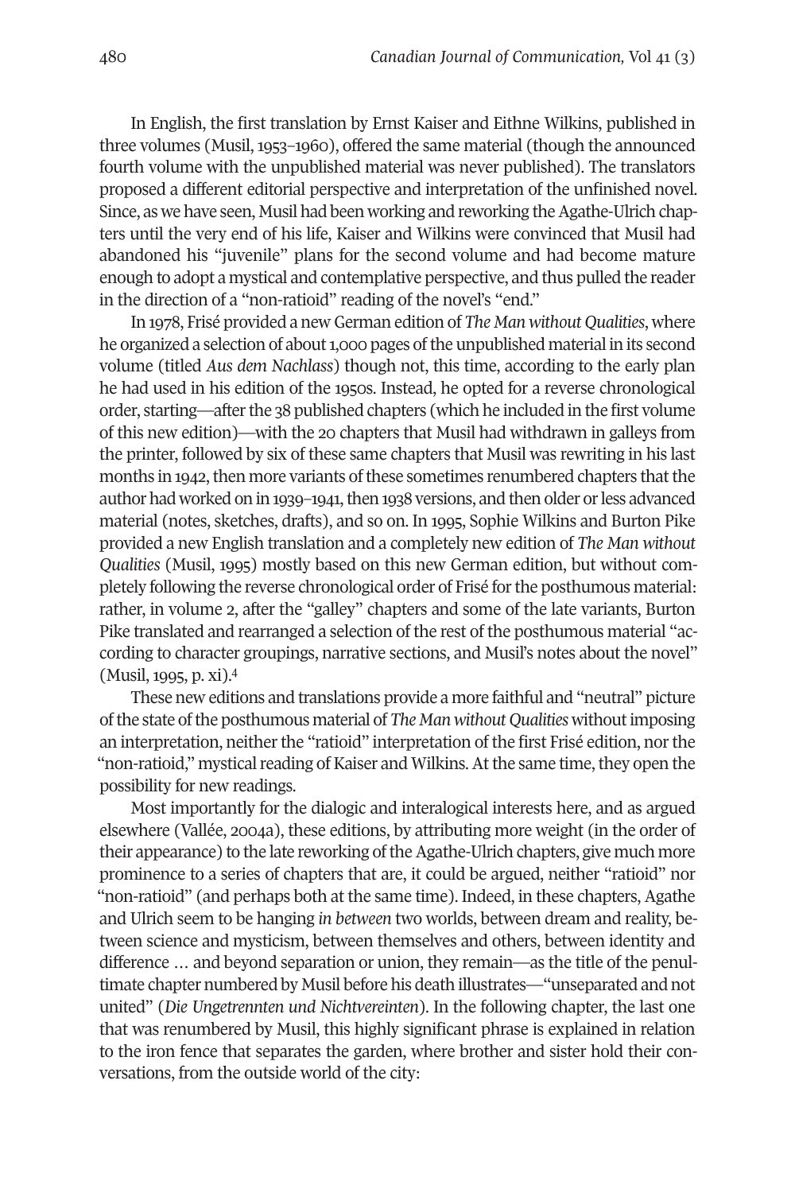In English, the first translation by Ernst Kaiser and Eithne Wilkins, published in three volumes (Musil, 1953–1960), offered the same material (though the announced fourth volume with the unpublished material was never published). The translators proposed a different editorial perspective and interpretation of the unfinished novel. Since, as we have seen, Musil had been working and reworking the Agathe-Ulrich chapters until the very end of his life, Kaiser and Wilkins were convinced that Musil had abandoned his "juvenile" plans for the second volume and had become mature enough to adopt a mystical and contemplative perspective, and thus pulled the reader in the direction of a "non-ratioid" reading of the novel's "end."

In 1978, Frisé provided a new German edition of *The Man without Qualities*, where he organized a selection of about 1,000 pages of the unpublished material in its second volume (titled *Aus dem Nachlass*) though not, this time, according to the early plan he had used in his edition of the 1950s. Instead, he opted for a reverse chronological order, starting—after the 38 published chapters (which he included in the first volume of this new edition)—with the 20 chapters that Musil had withdrawn in galleys from the printer, followed by six of these same chapters that Musil was rewriting in his last months in 1942, then more variants of these sometimes renumbered chapters that the author had worked on in 1939–1941, then 1938 versions, and then older or less advanced material (notes, sketches, drafts), and so on. In 1995, Sophie Wilkins and Burton Pike provided a new English translation and a completely new edition of *The Man without Qualities* (Musil, 1995) mostly based on this new German edition, but without completely following the reverse chronological order of Frisé for the posthumous material: rather, in volume 2, after the "galley" chapters and some of the late variants, Burton Pike translated and rearranged a selection of the rest of the posthumous material "according to character groupings, narrative sections, and Musil's notes about the novel" (Musil, 1995, p. xi).[4]

These new editions and translations provide a more faithful and "neutral" picture of the state of the posthumous material of *The Man without Qualities* without imposing an interpretation, neither the "ratioid" interpretation of the first Frisé edition, nor the "non-ratioid," mystical reading of Kaiser and Wilkins. At the same time, they open the possibility for new readings.

Most importantly for the dialogic and interalogical interests here, and as argued elsewhere (Vallée, 2004a), these editions, by attributing more weight (in the order of their appearance) to the late reworking of the Agathe-Ulrich chapters, give much more prominence to a series of chapters that are, it could be argued, neither "ratioid" nor "non-ratioid" (and perhaps both at the same time). Indeed, in these chapters, Agathe and Ulrich seem to be hanging *in between* two worlds, between dream and reality, between science and mysticism, between themselves and others, between identity and difference … and beyond separation or union, they remain—as the title of the penultimate chapter numbered by Musil before his death illustrates—"unseparated and not united" (*Die Ungetrennten und Nichtvereinten*). In the following chapter, the last one that was renumbered by Musil, this highly significant phrase is explained in relation to the iron fence that separates the garden, where brother and sister hold their conversations, from the outside world of the city: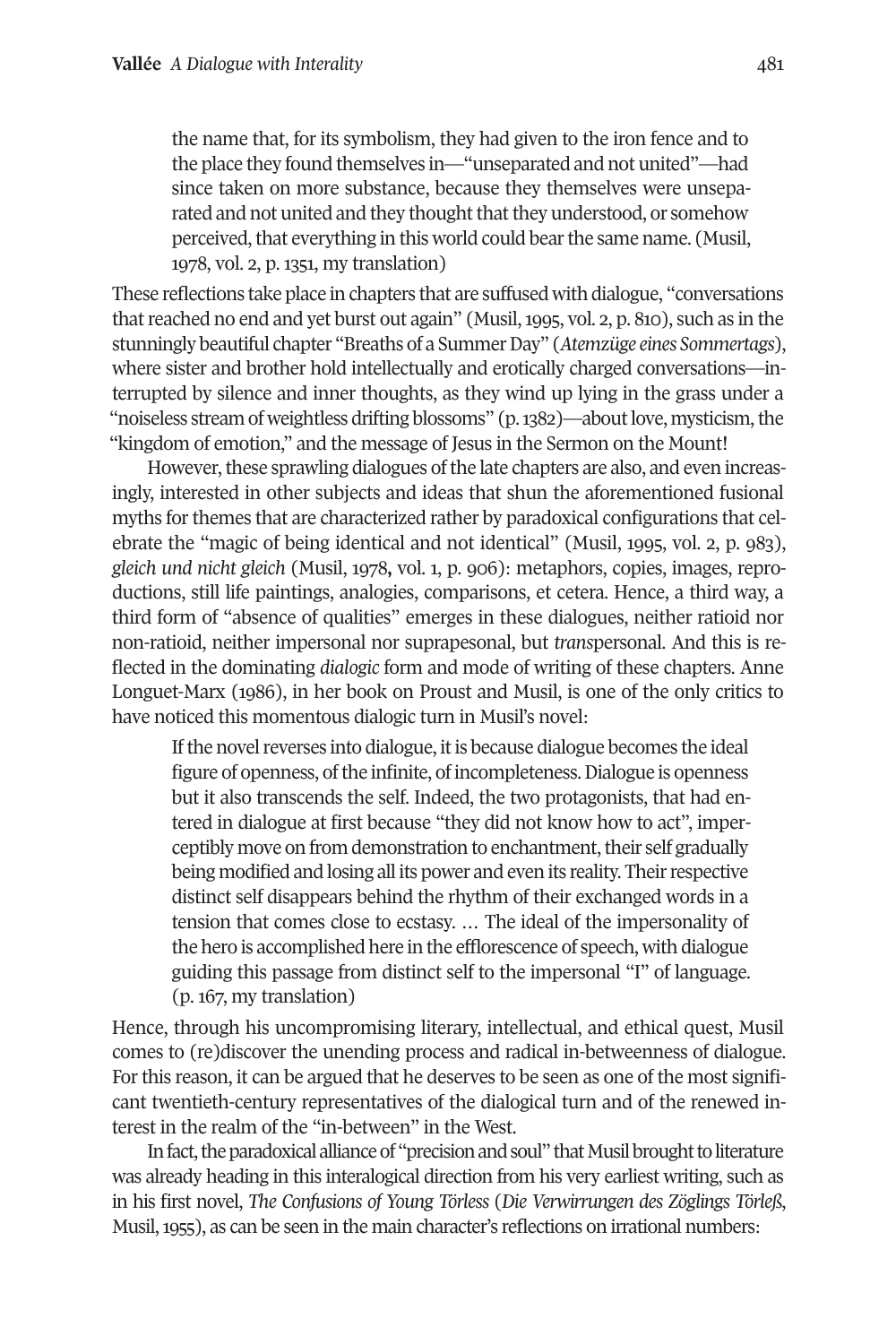> the name that, for its symbolism, they had given to the iron fence and to the place they found themselves in—"unseparated and not united"—had since taken on more substance, because they themselves were unseparated and not united and they thought that they understood, or somehow perceived, that everything in this world could bear the same name. (Musil, 1978, vol. 2, p. 1351, my translation)

These reflections take place in chapters that are suffused with dialogue, "conversations that reached no end and yet burst out again" (Musil, 1995, vol. 2, p. 810), such as in the stunningly beautiful chapter "Breaths of a Summer Day" (*Atemzüge eines Sommertags*), where sister and brother hold intellectually and erotically charged conversations—interrupted by silence and inner thoughts, as they wind up lying in the grass under a "noiseless stream of weightless drifting blossoms" (p. 1382)—about love, mysticism, the "kingdom of emotion," and the message of Jesus in the Sermon on the Mount!

However, these sprawling dialogues of the late chapters are also, and even increasingly, interested in other subjects and ideas that shun the aforementioned fusional myths for themes that are characterized rather by paradoxical configurations that celebrate the "magic of being identical and not identical" (Musil, 1995, vol. 2, p. 983), *gleich und nicht gleich* (Musil, 1978, vol. 1, p. 906): metaphors, copies, images, reproductions, still life paintings, analogies, comparisons, et cetera. Hence, a third way, a third form of "absence of qualities" emerges in these dialogues, neither ratioid nor non-ratioid, neither impersonal nor suprapesonal, but *trans*personal. And this is reflected in the dominating *dialogic* form and mode of writing of these chapters. Anne Longuet-Marx (1986), in her book on Proust and Musil, is one of the only critics to have noticed this momentous dialogic turn in Musil's novel:

> If the novel reverses into dialogue, it is because dialogue becomes the ideal figure of openness, of the infinite, of incompleteness. Dialogue is openness but it also transcends the self. Indeed, the two protagonists, that had entered in dialogue at first because "they did not know how to act", imperceptibly move on from demonstration to enchantment, their self gradually being modified and losing all its power and even its reality. Their respective distinct self disappears behind the rhythm of their exchanged words in a tension that comes close to ecstasy. … The ideal of the impersonality of the hero is accomplished here in the efflorescence of speech, with dialogue guiding this passage from distinct self to the impersonal "I" of language. (p. 167, my translation)

Hence, through his uncompromising literary, intellectual, and ethical quest, Musil comes to (re)discover the unending process and radical in-betweenness of dialogue. For this reason, it can be argued that he deserves to be seen as one of the most significant twentieth-century representatives of the dialogical turn and of the renewed interest in the realm of the "in-between" in the West.

In fact, the paradoxical alliance of "precision and soul" that Musil brought to literature was already heading in this interalogical direction from his very earliest writing, such as in his first novel, *The Confusions of Young Törless* (*Die Verwirrungen des Zöglings Törleß*, Musil, 1955), as can be seen in the main character's reflections on irrational numbers: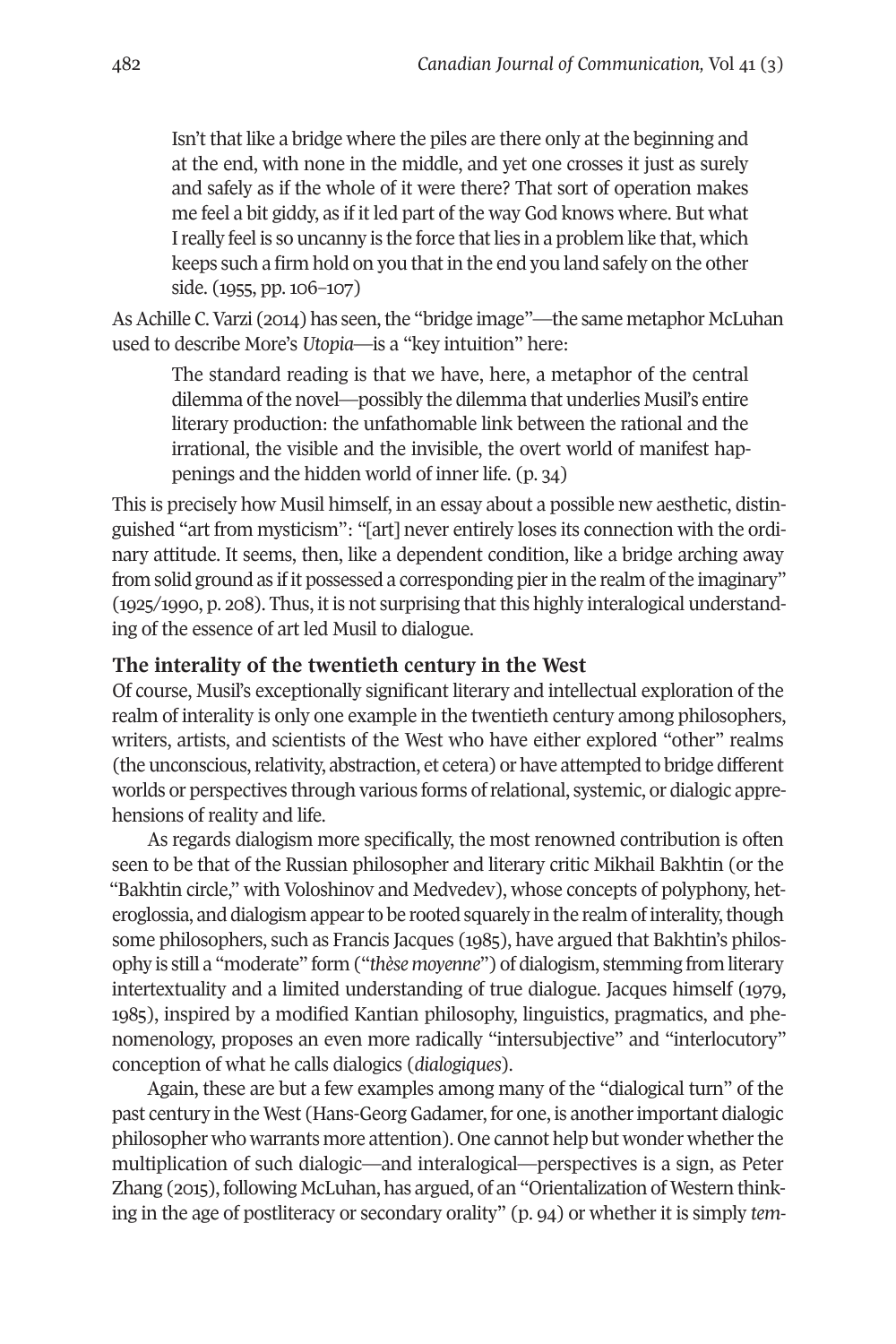> Isn't that like a bridge where the piles are there only at the beginning and at the end, with none in the middle, and yet one crosses it just as surely and safely as if the whole of it were there? That sort of operation makes me feel a bit giddy, as if it led part of the way God knows where. But what I really feel is so uncanny is the force that lies in a problem like that, which keeps such a firm hold on you that in the end you land safely on the other side. (1955, pp. 106–107)

As Achille C. Varzi (2014) has seen, the "bridge image"—the same metaphor McLuhan used to describe More's *Utopia*—is a "key intuition" here:

> The standard reading is that we have, here, a metaphor of the central dilemma of the novel—possibly the dilemma that underlies Musil's entire literary production: the unfathomable link between the rational and the irrational, the visible and the invisible, the overt world of manifest happenings and the hidden world of inner life. (p. 34)

This is precisely how Musil himself, in an essay about a possible new aesthetic, distinguished "art from mysticism": "[art] never entirely loses its connection with the ordinary attitude. It seems, then, like a dependent condition, like a bridge arching away from solid ground as if it possessed a corresponding pier in the realm of the imaginary" (1925/1990, p. 208). Thus, it is not surprising that this highly interalogical understanding of the essence of art led Musil to dialogue.

### The interality of the twentieth century in the West

Of course, Musil's exceptionally significant literary and intellectual exploration of the realm of interality is only one example in the twentieth century among philosophers, writers, artists, and scientists of the West who have either explored "other" realms (the unconscious, relativity, abstraction, et cetera) or have attempted to bridge different worlds or perspectives through various forms of relational, systemic, or dialogic apprehensions of reality and life.

As regards dialogism more specifically, the most renowned contribution is often seen to be that of the Russian philosopher and literary critic Mikhail Bakhtin (or the "Bakhtin circle," with Voloshinov and Medvedev), whose concepts of polyphony, heteroglossia, and dialogism appear to be rooted squarely in the realm of interality, though some philosophers, such as Francis Jacques (1985), have argued that Bakhtin's philosophy is still a "moderate" form ("*thèse moyenne*") of dialogism, stemming from literary intertextuality and a limited understanding of true dialogue. Jacques himself (1979, 1985), inspired by a modified Kantian philosophy, linguistics, pragmatics, and phenomenology, proposes an even more radically "intersubjective" and "interlocutory" conception of what he calls dialogics (*dialogiques*).

Again, these are but a few examples among many of the "dialogical turn" of the past century in the West (Hans-Georg Gadamer, for one, is another important dialogic philosopher who warrants more attention). One cannot help but wonder whether the multiplication of such dialogic—and interalogical—perspectives is a sign, as Peter Zhang (2015), following McLuhan, has argued, of an "Orientalization of Western thinking in the age of postliteracy or secondary orality" (p. 94) or whether it is simply *tem-*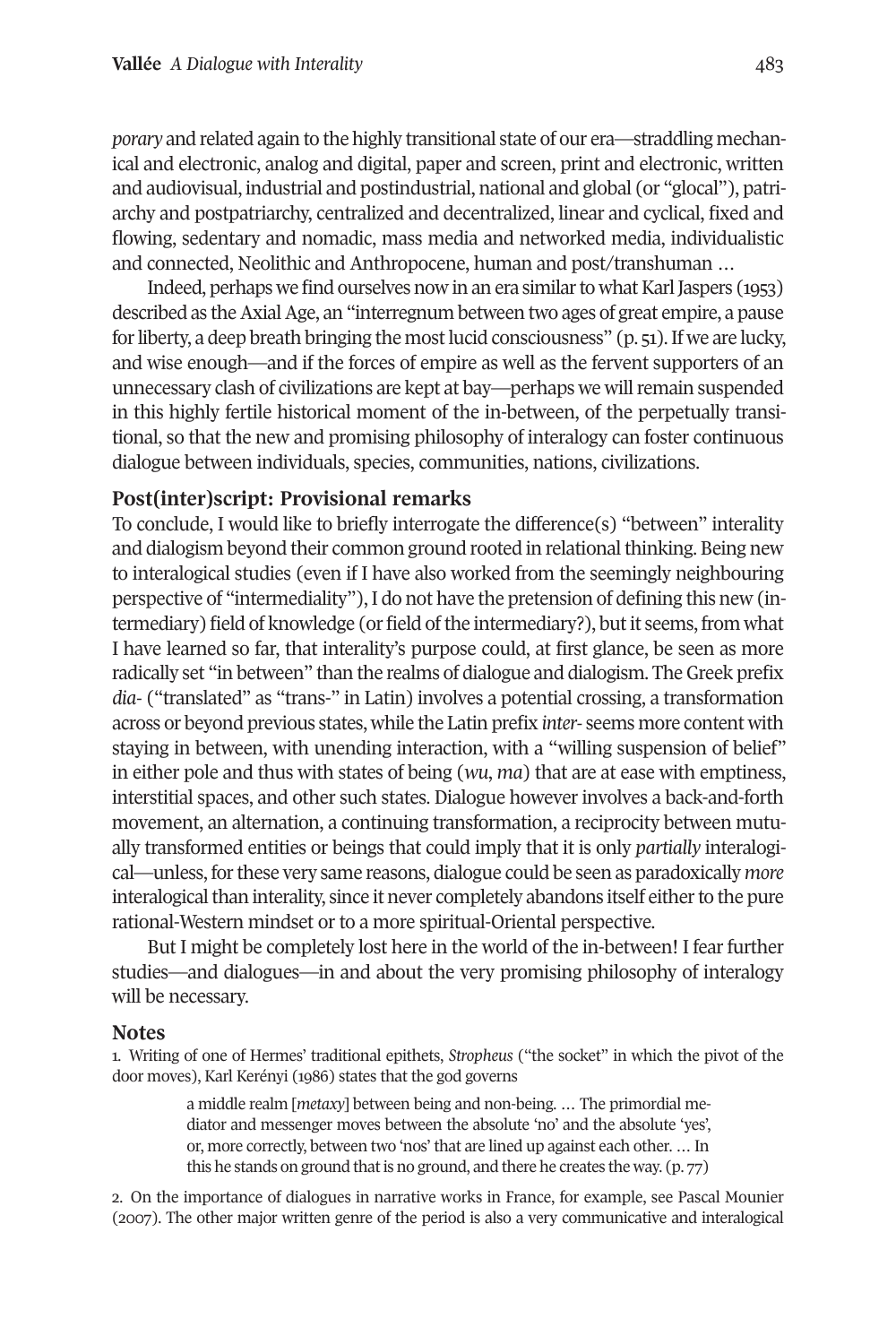*porary* and related again to the highly transitional state of our era—straddling mechanical and electronic, analog and digital, paper and screen, print and electronic, written and audiovisual, industrial and postindustrial, national and global (or "glocal"), patriarchy and postpatriarchy, centralized and decentralized, linear and cyclical, fixed and flowing, sedentary and nomadic, mass media and networked media, individualistic and connected, Neolithic and Anthropocene, human and post/transhuman …

Indeed, perhaps we find ourselves now in an era similar to what Karl Jaspers (1953) described as the Axial Age, an "interregnum between two ages of great empire, a pause for liberty, a deep breath bringing the most lucid consciousness" (p. 51). If we are lucky, and wise enough—and if the forces of empire as well as the fervent supporters of an unnecessary clash of civilizations are kept at bay—perhaps we will remain suspended in this highly fertile historical moment of the in-between, of the perpetually transitional, so that the new and promising philosophy of interalogy can foster continuous dialogue between individuals, species, communities, nations, civilizations.

## Post(inter)script: Provisional remarks

To conclude, I would like to briefly interrogate the difference(s) "between" interality and dialogism beyond their common ground rooted in relational thinking. Being new to interalogical studies (even if I have also worked from the seemingly neighbouring perspective of "intermediality"), I do not have the pretension of defining this new (intermediary) field of knowledge (or field of the intermediary?), but it seems, from what I have learned so far, that interality's purpose could, at first glance, be seen as more radically set "in between" than the realms of dialogue and dialogism. The Greek prefix *dia-* ("translated" as "trans-" in Latin) involves a potential crossing, a transformation across or beyond previous states, while the Latin prefix *inter-* seems more content with staying in between, with unending interaction, with a "willing suspension of belief" in either pole and thus with states of being (*wu*, *ma*) that are at ease with emptiness, interstitial spaces, and other such states. Dialogue however involves a back-and-forth movement, an alternation, a continuing transformation, a reciprocity between mutually transformed entities or beings that could imply that it is only *partially* interalogical—unless, for these very same reasons, dialogue could be seen as paradoxically *more* interalogical than interality, since it never completely abandons itself either to the pure rational-Western mindset or to a more spiritual-Oriental perspective.

But I might be completely lost here in the world of the in-between! I fear further studies—and dialogues—in and about the very promising philosophy of interalogy will be necessary.

## Notes

1. Writing of one of Hermes' traditional epithets, *Stropheus* ("the socket" in which the pivot of the door moves), Karl Kerényi (1986) states that the god governs

> a middle realm [*metaxy*] between being and non-being. … The primordial mediator and messenger moves between the absolute 'no' and the absolute 'yes', or, more correctly, between two 'nos' that are lined up against each other. … In this he stands on ground that is no ground, and there he creates the way. (p. 77)

2. On the importance of dialogues in narrative works in France, for example, see Pascal Mounier (2007). The other major written genre of the period is also a very communicative and interalogical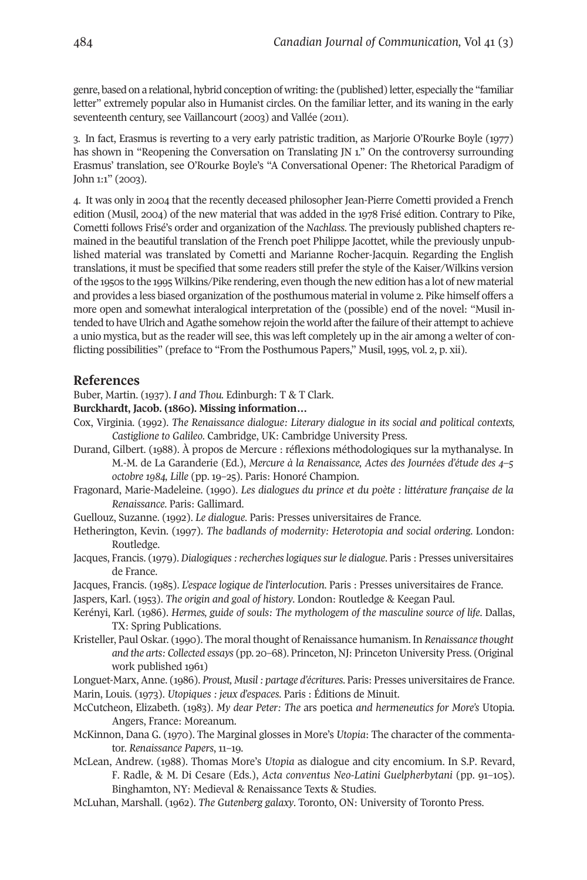genre, based on a relational, hybrid conception of writing: the (published) letter, especially the "familiar letter" extremely popular also in Humanist circles. On the familiar letter, and its waning in the early seventeenth century, see Vaillancourt (2003) and Vallée (2011).

3. In fact, Erasmus is reverting to a very early patristic tradition, as Marjorie O'Rourke Boyle (1977) has shown in "Reopening the Conversation on Translating JN 1." On the controversy surrounding Erasmus' translation, see O'Rourke Boyle's "A Conversational Opener: The Rhetorical Paradigm of John 1:1" (2003).

4. It was only in 2004 that the recently deceased philosopher Jean-Pierre Cometti provided a French edition (Musil, 2004) of the new material that was added in the 1978 Frisé edition. Contrary to Pike, Cometti follows Frisé's order and organization of the *Nachlass*. The previously published chapters remained in the beautiful translation of the French poet Philippe Jacottet, while the previously unpublished material was translated by Cometti and Marianne Rocher-Jacquin. Regarding the English translations, it must be specified that some readers still prefer the style of the Kaiser/Wilkins version of the 1950s to the 1995 Wilkins/Pike rendering, even though the new edition has a lot of new material and provides a less biased organization of the posthumous material in volume 2. Pike himself offers a more open and somewhat interalogical interpretation of the (possible) end of the novel: "Musil intended to have Ulrich and Agathe somehow rejoin the world after the failure of their attempt to achieve a unio mystica, but as the reader will see, this was left completely up in the air among a welter of conflicting possibilities" (preface to "From the Posthumous Papers," Musil, 1995, vol. 2, p. xii).

## References

Buber, Martin. (1937). *I and Thou.* Edinburgh: T & T Clark.

**Burckhardt, Jacob. (1860). Missing information…**

Cox, Virginia. (1992). *The Renaissance dialogue: Literary dialogue in its social and political contexts, Castiglione to Galileo*. Cambridge, UK: Cambridge University Press.

Durand, Gilbert. (1988). À propos de Mercure : réflexions méthodologiques sur la mythanalyse. In M.-M. de La Garanderie (Ed.), *Mercure à la Renaissance, Actes des Journées d'étude des 4–5 octobre 1984, Lille* (pp. 19–25). Paris: Honoré Champion.

Fragonard, Marie-Madeleine. (1990). *Les dialogues du prince et du poète : littérature française de la Renaissance.* Paris: Gallimard.

Guellouz, Suzanne. (1992). *Le dialogue.* Paris: Presses universitaires de France.

Hetherington, Kevin. (1997). *The badlands of modernity: Heterotopia and social ordering.* London: Routledge.

Jacques, Francis. (1979). *Dialogiques : recherches logiques sur le dialogue*. Paris : Presses universitaires de France.

Jacques, Francis. (1985). *L'espace logique de l'interlocution.* Paris : Presses universitaires de France.

Jaspers, Karl. (1953). *The origin and goal of history*. London: Routledge & Keegan Paul.

Kerényi, Karl. (1986). *Hermes, guide of souls: The mythologem of the masculine source of life*. Dallas, TX: Spring Publications.

Kristeller, Paul Oskar. (1990). The moral thought of Renaissance humanism. In *Renaissance thought and the arts: Collected essays* (pp. 20–68). Princeton, NJ: Princeton University Press. (Original work published 1961)

Longuet-Marx, Anne. (1986). *Proust, Musil : partage d'écritures*. Paris: Presses universitaires de France.

Marin, Louis. (1973). *Utopiques : jeux d'espaces*. Paris : Éditions de Minuit.

McCutcheon, Elizabeth. (1983). *My dear Peter: The* ars poetica *and hermeneutics for More's* Utopia. Angers, France: Moreanum.

McKinnon, Dana G. (1970). The Marginal glosses in More's *Utopia*: The character of the commentator. *Renaissance Papers*, 11–19.

McLean, Andrew. (1988). Thomas More's *Utopia* as dialogue and city encomium. In S.P. Revard, F. Radle, & M. Di Cesare (Eds.), *Acta conventus Neo-Latini Guelpherbytani* (pp. 91–105). Binghamton, NY: Medieval & Renaissance Texts & Studies.

McLuhan, Marshall. (1962). *The Gutenberg galaxy*. Toronto, ON: University of Toronto Press.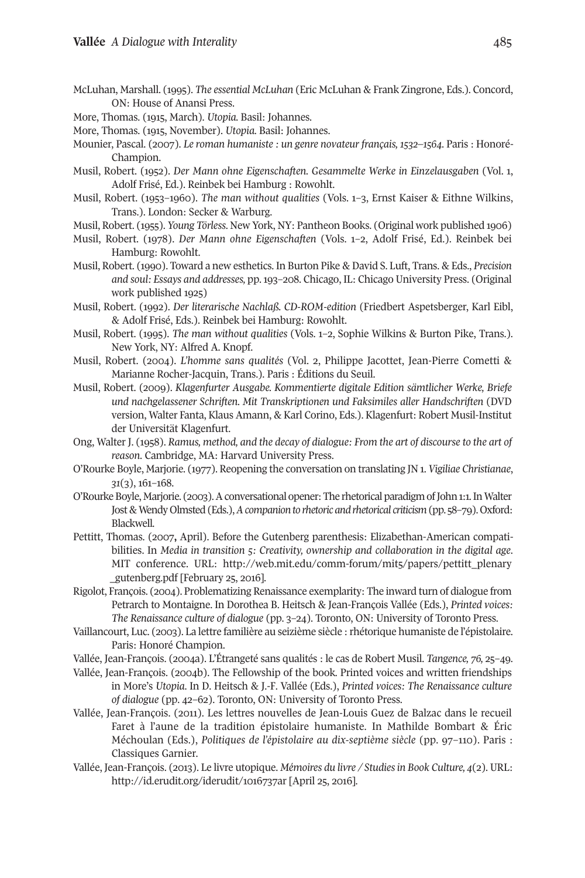McLuhan, Marshall. (1995). *The essential McLuhan* (Eric McLuhan & Frank Zingrone, Eds.). Concord, ON: House of Anansi Press.

More, Thomas. (1915, March). *Utopia.* Basil: Johannes.

More, Thomas. (1915, November). *Utopia.* Basil: Johannes.

Mounier, Pascal. (2007). *Le roman humaniste : un genre novateur français, 1532–1564*. Paris : Honoré-Champion.

Musil, Robert. (1952). *Der Mann ohne Eigenschaften. Gesammelte Werke in Einzelausgaben* (Vol. 1, Adolf Frisé, Ed.). Reinbek bei Hamburg : Rowohlt.

Musil, Robert. (1953–1960). *The man without qualities* (Vols. 1–3, Ernst Kaiser & Eithne Wilkins, Trans.). London: Secker & Warburg.

Musil, Robert. (1955). *Young Törless*. New York, NY: Pantheon Books. (Original work published 1906)

Musil, Robert. (1978). *Der Mann ohne Eigenschaften* (Vols. 1–2, Adolf Frisé, Ed.). Reinbek bei Hamburg: Rowohlt.

Musil, Robert. (1990). Toward a new esthetics. In Burton Pike & David S. Luft, Trans. & Eds., *Precision and soul: Essays and addresses,* pp. 193–208. Chicago, IL: Chicago University Press. (Original work published 1925)

Musil, Robert. (1992). *Der literarische Nachlaß. CD-ROM-edition* (Friedbert Aspetsberger, Karl Eibl, & Adolf Frisé, Eds.). Reinbek bei Hamburg: Rowohlt.

Musil, Robert. (1995). *The man without qualities* (Vols. 1–2, Sophie Wilkins & Burton Pike, Trans.). New York, NY: Alfred A. Knopf.

Musil, Robert. (2004). *L'homme sans qualités* (Vol. 2, Philippe Jacottet, Jean-Pierre Cometti & Marianne Rocher-Jacquin, Trans.). Paris : Éditions du Seuil.

Musil, Robert. (2009). *Klagenfurter Ausgabe. Kommentierte digitale Edition sämtlicher Werke, Briefe und nachgelassener Schriften. Mit Transkriptionen und Faksimiles aller Handschriften* (DVD version, Walter Fanta, Klaus Amann, & Karl Corino, Eds.). Klagenfurt: Robert Musil-Institut der Universität Klagenfurt.

Ong, Walter J. (1958). *Ramus, method, and the decay of dialogue: From the art of discourse to the art of reason.* Cambridge, MA: Harvard University Press.

O'Rourke Boyle, Marjorie. (1977). Reopening the conversation on translating JN 1. *Vigiliae Christianae*, *31*(3), 161–168.

O'Rourke Boyle, Marjorie. (2003). A conversational opener: The rhetorical paradigm of John 1:1. In Walter Jost & Wendy Olmsted (Eds.), *A companion to rhetoric and rhetorical criticism* (pp. 58–79). Oxford: Blackwell.

Pettitt, Thomas. (2007, April). Before the Gutenberg parenthesis: Elizabethan-American compatibilities. In *Media in transition 5: Creativity, ownership and collaboration in the digital age*. MIT conference. URL: http://web.mit.edu/comm-forum/mit5/papers/pettitt_plenary_gutenberg.pdf [February 25, 2016].

Rigolot, François. (2004). Problematizing Renaissance exemplarity: The inward turn of dialogue from Petrarch to Montaigne. In Dorothea B. Heitsch & Jean-François Vallée (Eds.), *Printed voices: The Renaissance culture of dialogue* (pp. 3–24). Toronto, ON: University of Toronto Press.

Vaillancourt, Luc. (2003). La lettre familière au seizième siècle : rhétorique humaniste de l'épistolaire. Paris: Honoré Champion.

Vallée, Jean-François. (2004a). L'Étrangeté sans qualités : le cas de Robert Musil. *Tangence, 76,* 25–49.

Vallée, Jean-François. (2004b). The Fellowship of the book. Printed voices and written friendships in More's *Utopia*. In D. Heitsch & J.-F. Vallée (Eds.), *Printed voices: The Renaissance culture of dialogue* (pp. 42–62). Toronto, ON: University of Toronto Press.

Vallée, Jean-François. (2011). Les lettres nouvelles de Jean-Louis Guez de Balzac dans le recueil Faret à l'aune de la tradition épistolaire humaniste. In Mathilde Bombart & Éric Méchoulan (Eds.), *Politiques de l'épistolaire au dix-septième siècle* (pp. 97–110). Paris : Classiques Garnier.

Vallée, Jean-François. (2013). Le livre utopique. *Mémoires du livre / Studies in Book Culture, 4*(2). URL: http://id.erudit.org/iderudit/1016737ar [April 25, 2016].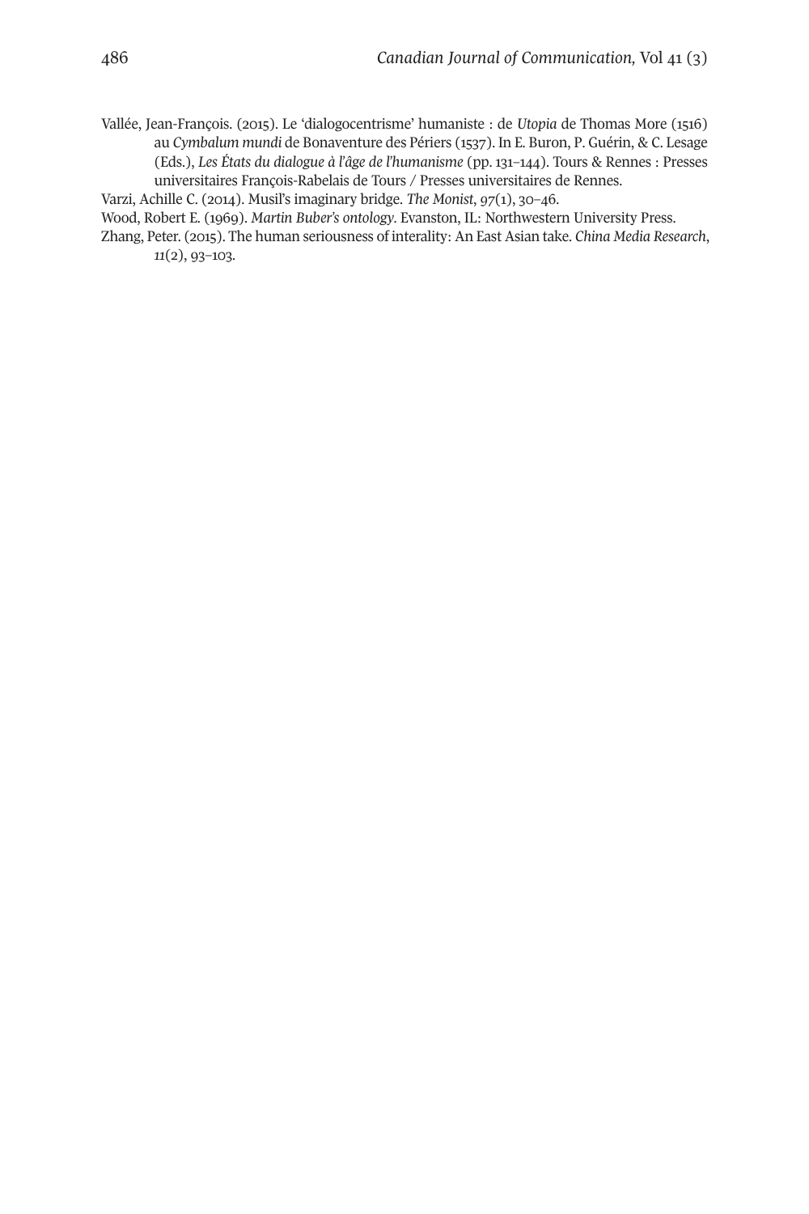Vallée, Jean-François. (2015). Le 'dialogocentrisme' humaniste : de *Utopia* de Thomas More (1516) au *Cymbalum mundi* de Bonaventure des Périers (1537). In E. Buron, P. Guérin, & C. Lesage (Eds.), *Les États du dialogue à l'âge de l'humanisme* (pp. 131–144). Tours & Rennes : Presses universitaires François-Rabelais de Tours / Presses universitaires de Rennes.

Varzi, Achille C. (2014). Musil's imaginary bridge. *The Monist*, *97*(1), 30–46.

Wood, Robert E. (1969). *Martin Buber's ontology*. Evanston, IL: Northwestern University Press.

Zhang, Peter. (2015). The human seriousness of interality: An East Asian take. *China Media Research*, *11*(2), 93–103.